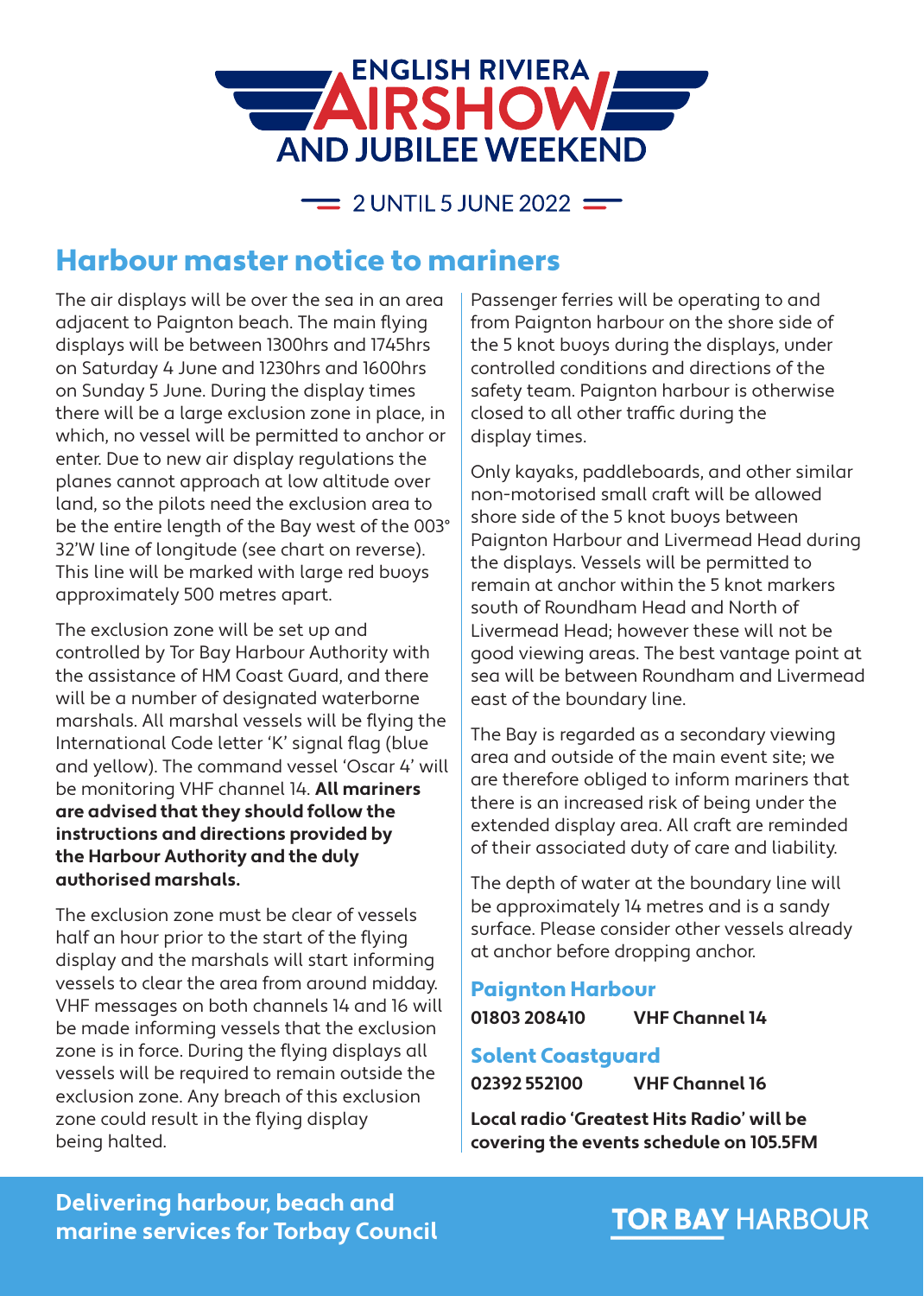# ENGLISH RIVIERA AIRSHOW AND JUBILEE WEEKEND

2 UNTIL 5 JUNE 2022

## Harbour master notice to mariners

The air displays will be over the sea in an area adjacent to Paignton beach. The main flying displays will be between 1300hrs and 1745hrs on Saturday 4 June and 1230hrs and 1600hrs on Sunday 5 June. During the display times there will be a large exclusion zone in place, in which, no vessel will be permitted to anchor or enter. Due to new air display regulations the planes cannot approach at low altitude over land, so the pilots need the exclusion area to be the entire length of the Bay west of the 003° 32'W line of longitude (see chart on reverse). This line will be marked with large red buoys approximately 500 metres apart.

The exclusion zone will be set up and controlled by Tor Bay Harbour Authority with the assistance of HM Coast Guard, and there will be a number of designated waterborne marshals. All marshal vessels will be flying the International Code letter 'K' signal flag (blue and yellow). The command vessel 'Oscar 4' will be monitoring VHF channel 14. **All mariners are advised that they should follow the instructions and directions provided by the Harbour Authority and the duly authorised marshals.**

The exclusion zone must be clear of vessels half an hour prior to the start of the flying display and the marshals will start informing vessels to clear the area from around midday. VHF messages on both channels 14 and 16 will be made informing vessels that the exclusion zone is in force. During the flying displays all vessels will be required to remain outside the exclusion zone. Any breach of this exclusion zone could result in the flying display being halted.

Passenger ferries will be operating to and from Paignton harbour on the shore side of the 5 knot buoys during the displays, under controlled conditions and directions of the safety team. Paignton harbour is otherwise closed to all other traffic during the display times.

Only kayaks, paddleboards, and other similar non-motorised small craft will be allowed shore side of the 5 knot buoys between Paignton Harbour and Livermead Head during the displays. Vessels will be permitted to remain at anchor within the 5 knot markers south of Roundham Head and North of Livermead Head; however these will not be good viewing areas. The best vantage point at sea will be between Roundham and Livermead east of the boundary line.

The Bay is regarded as a secondary viewing area and outside of the main event site; we are therefore obliged to inform mariners that there is an increased risk of being under the extended display area. All craft are reminded of their associated duty of care and liability.

The depth of water at the boundary line will be approximately 14 metres and is a sandy surface. Please consider other vessels already at anchor before dropping anchor.

### Paignton Harbour

**01803 208410** **VHF Channel 14**

### Solent Coastguard

**02392 552100** **VHF Channel 16**

**Local radio 'Greatest Hits Radio' will be covering the events schedule on 105.5FM**

**Delivering harbour, beach and marine services for Torbay Council**

**TOR BAY** HARBOUR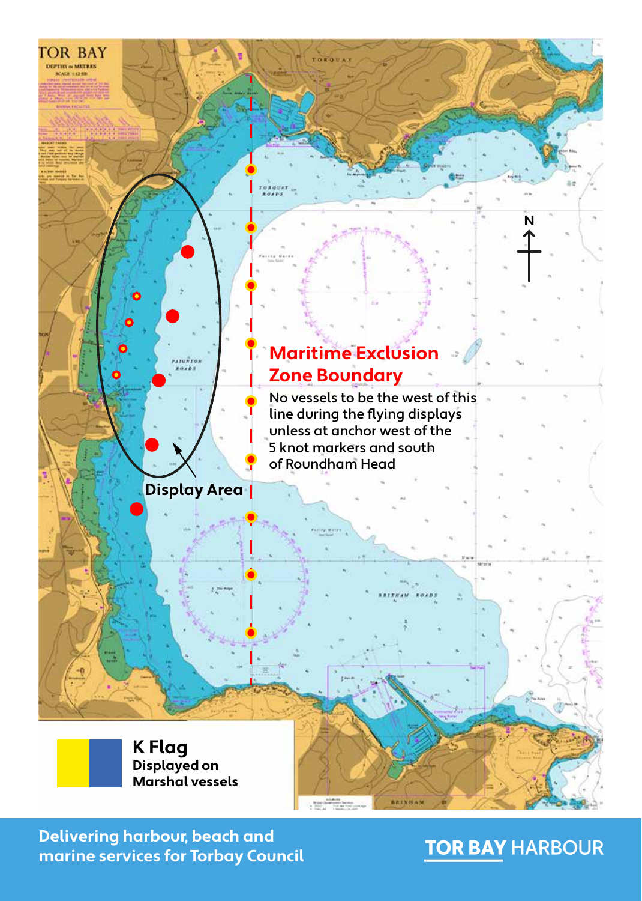TOR BAY

DEPTHS in METRES

SCALE 1:12 500

TORQUAY

TORQUAY ROADS

PAIGNTON ROADS

BRIXHAM ROADS

BRIXHAM

N

**Maritime Exclusion Zone Boundary**

No vessels to be the west of this line during the flying displays unless at anchor west of the 5 knot markers and south of Roundham Head

**Display Area**

**K Flag**
**Displayed on Marshal vessels**

**Delivering harbour, beach and marine services for Torbay Council**

**TOR BAY HARBOUR**